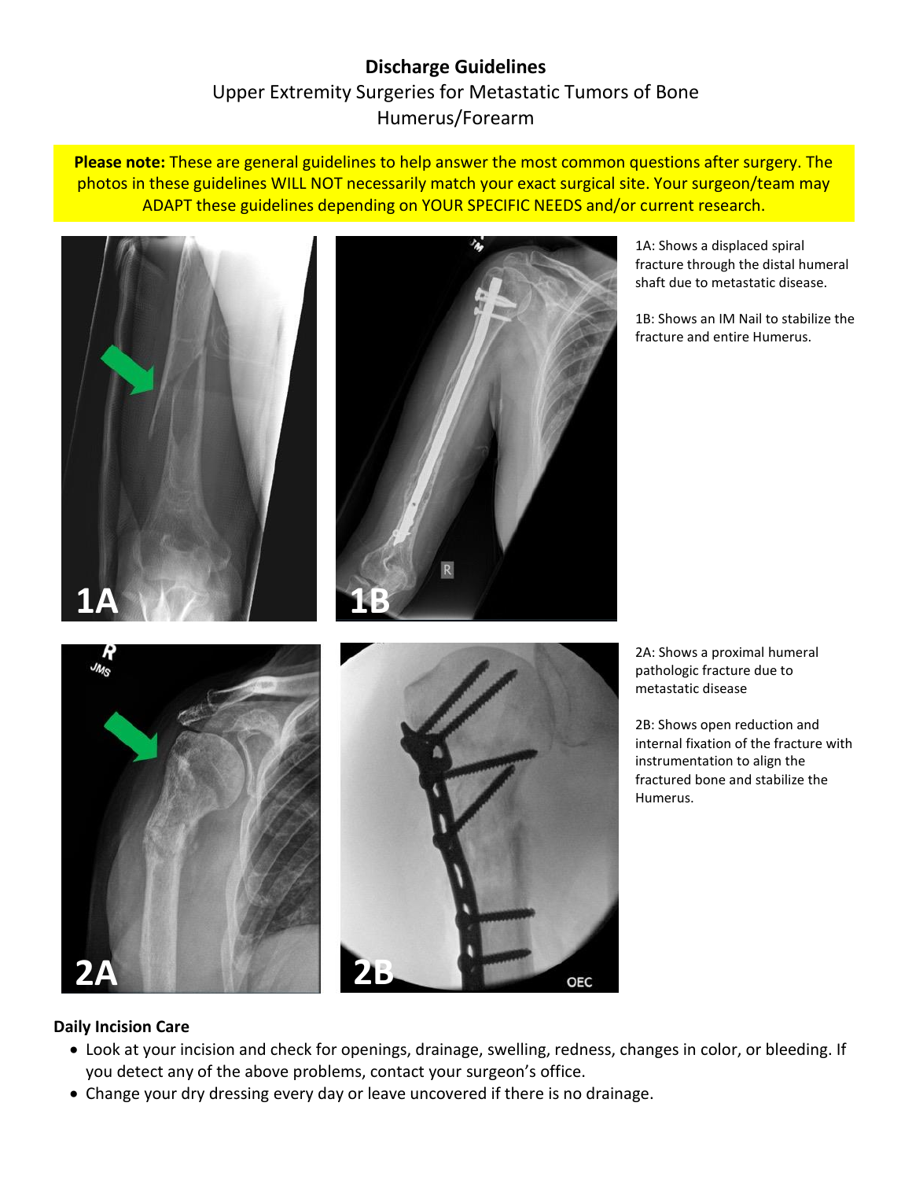# Discharge Guidelines

## Upper Extremity Surgeries for Metastatic Tumors of Bone
## Humerus/Forearm

**Please note:** These are general guidelines to help answer the most common questions after surgery. The photos in these guidelines WILL NOT necessarily match your exact surgical site. Your surgeon/team may ADAPT these guidelines depending on YOUR SPECIFIC NEEDS and/or current research.

1A: Shows a displaced spiral fracture through the distal humeral shaft due to metastatic disease.

1B: Shows an IM Nail to stabilize the fracture and entire Humerus.

2A: Shows a proximal humeral pathologic fracture due to metastatic disease

2B: Shows open reduction and internal fixation of the fracture with instrumentation to align the fractured bone and stabilize the Humerus.

### Daily Incision Care

- Look at your incision and check for openings, drainage, swelling, redness, changes in color, or bleeding. If you detect any of the above problems, contact your surgeon's office.
- Change your dry dressing every day or leave uncovered if there is no drainage.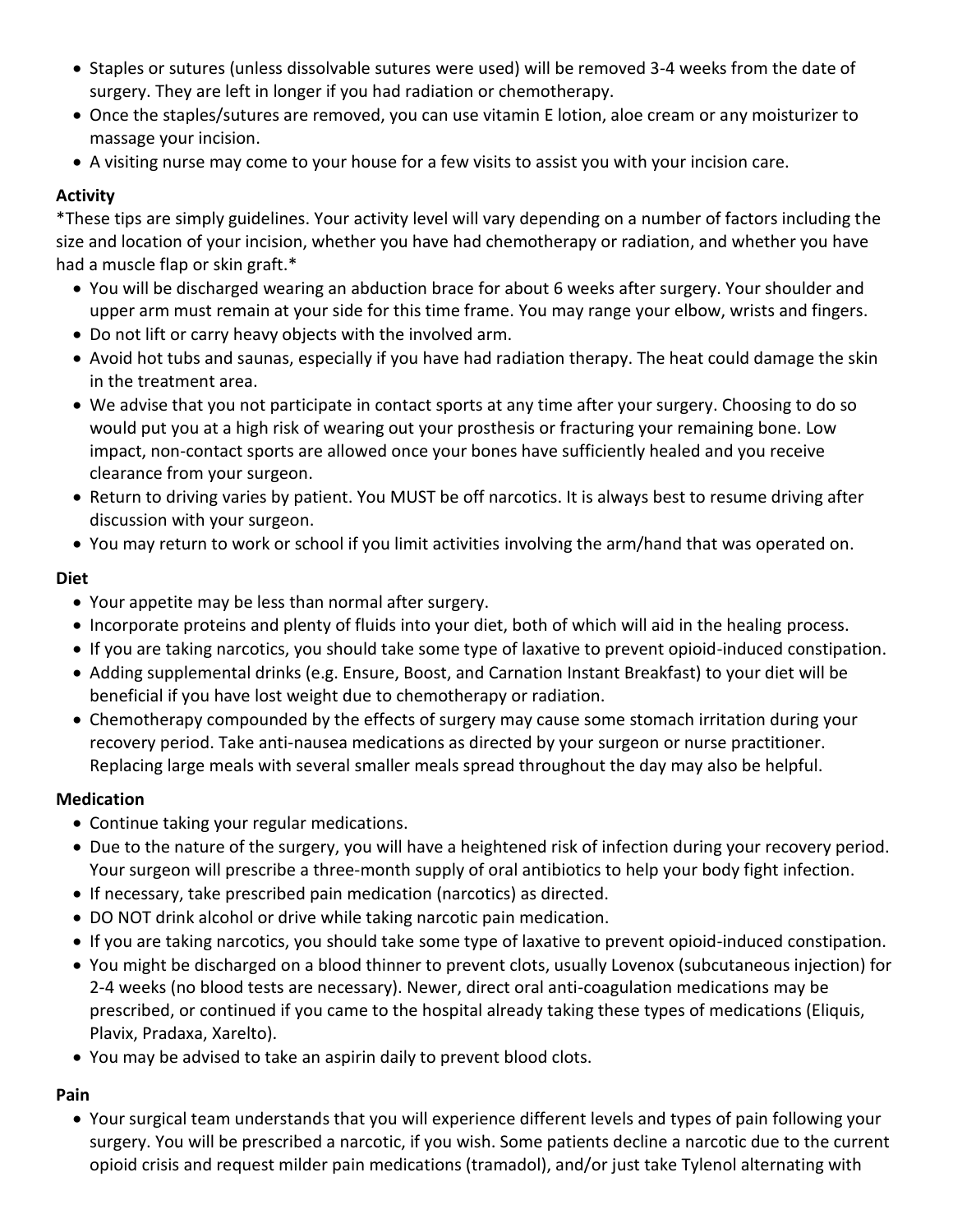- Staples or sutures (unless dissolvable sutures were used) will be removed 3-4 weeks from the date of surgery. They are left in longer if you had radiation or chemotherapy.
- Once the staples/sutures are removed, you can use vitamin E lotion, aloe cream or any moisturizer to massage your incision.
- A visiting nurse may come to your house for a few visits to assist you with your incision care.

**Activity**

*These tips are simply guidelines. Your activity level will vary depending on a number of factors including the size and location of your incision, whether you have had chemotherapy or radiation, and whether you have had a muscle flap or skin graft.*

- You will be discharged wearing an abduction brace for about 6 weeks after surgery. Your shoulder and upper arm must remain at your side for this time frame. You may range your elbow, wrists and fingers.
- Do not lift or carry heavy objects with the involved arm.
- Avoid hot tubs and saunas, especially if you have had radiation therapy. The heat could damage the skin in the treatment area.
- We advise that you not participate in contact sports at any time after your surgery. Choosing to do so would put you at a high risk of wearing out your prosthesis or fracturing your remaining bone. Low impact, non-contact sports are allowed once your bones have sufficiently healed and you receive clearance from your surgeon.
- Return to driving varies by patient. You MUST be off narcotics. It is always best to resume driving after discussion with your surgeon.
- You may return to work or school if you limit activities involving the arm/hand that was operated on.

**Diet**

- Your appetite may be less than normal after surgery.
- Incorporate proteins and plenty of fluids into your diet, both of which will aid in the healing process.
- If you are taking narcotics, you should take some type of laxative to prevent opioid-induced constipation.
- Adding supplemental drinks (e.g. Ensure, Boost, and Carnation Instant Breakfast) to your diet will be beneficial if you have lost weight due to chemotherapy or radiation.
- Chemotherapy compounded by the effects of surgery may cause some stomach irritation during your recovery period. Take anti-nausea medications as directed by your surgeon or nurse practitioner. Replacing large meals with several smaller meals spread throughout the day may also be helpful.

**Medication**

- Continue taking your regular medications.
- Due to the nature of the surgery, you will have a heightened risk of infection during your recovery period. Your surgeon will prescribe a three-month supply of oral antibiotics to help your body fight infection.
- If necessary, take prescribed pain medication (narcotics) as directed.
- DO NOT drink alcohol or drive while taking narcotic pain medication.
- If you are taking narcotics, you should take some type of laxative to prevent opioid-induced constipation.
- You might be discharged on a blood thinner to prevent clots, usually Lovenox (subcutaneous injection) for 2-4 weeks (no blood tests are necessary). Newer, direct oral anti-coagulation medications may be prescribed, or continued if you came to the hospital already taking these types of medications (Eliquis, Plavix, Pradaxa, Xarelto).
- You may be advised to take an aspirin daily to prevent blood clots.

**Pain**

- Your surgical team understands that you will experience different levels and types of pain following your surgery. You will be prescribed a narcotic, if you wish. Some patients decline a narcotic due to the current opioid crisis and request milder pain medications (tramadol), and/or just take Tylenol alternating with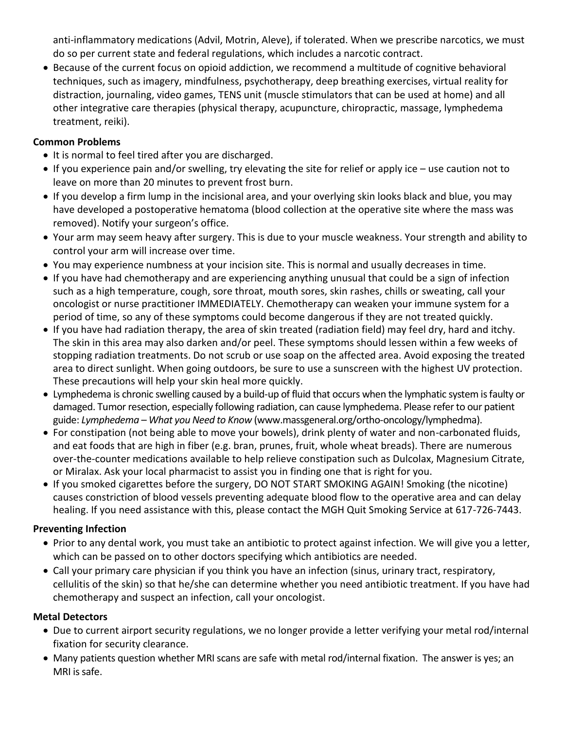anti-inflammatory medications (Advil, Motrin, Aleve), if tolerated. When we prescribe narcotics, we must do so per current state and federal regulations, which includes a narcotic contract.

- Because of the current focus on opioid addiction, we recommend a multitude of cognitive behavioral techniques, such as imagery, mindfulness, psychotherapy, deep breathing exercises, virtual reality for distraction, journaling, video games, TENS unit (muscle stimulators that can be used at home) and all other integrative care therapies (physical therapy, acupuncture, chiropractic, massage, lymphedema treatment, reiki).

**Common Problems**

- It is normal to feel tired after you are discharged.
- If you experience pain and/or swelling, try elevating the site for relief or apply ice – use caution not to leave on more than 20 minutes to prevent frost burn.
- If you develop a firm lump in the incisional area, and your overlying skin looks black and blue, you may have developed a postoperative hematoma (blood collection at the operative site where the mass was removed). Notify your surgeon's office.
- Your arm may seem heavy after surgery. This is due to your muscle weakness. Your strength and ability to control your arm will increase over time.
- You may experience numbness at your incision site. This is normal and usually decreases in time.
- If you have had chemotherapy and are experiencing anything unusual that could be a sign of infection such as a high temperature, cough, sore throat, mouth sores, skin rashes, chills or sweating, call your oncologist or nurse practitioner IMMEDIATELY. Chemotherapy can weaken your immune system for a period of time, so any of these symptoms could become dangerous if they are not treated quickly.
- If you have had radiation therapy, the area of skin treated (radiation field) may feel dry, hard and itchy. The skin in this area may also darken and/or peel. These symptoms should lessen within a few weeks of stopping radiation treatments. Do not scrub or use soap on the affected area. Avoid exposing the treated area to direct sunlight. When going outdoors, be sure to use a sunscreen with the highest UV protection. These precautions will help your skin heal more quickly.
- Lymphedema is chronic swelling caused by a build-up of fluid that occurs when the lymphatic system is faulty or damaged. Tumor resection, especially following radiation, can cause lymphedema. Please refer to our patient guide: *Lymphedema – What you Need to Know* (www.massgeneral.org/ortho-oncology/lymphedma).
- For constipation (not being able to move your bowels), drink plenty of water and non-carbonated fluids, and eat foods that are high in fiber (e.g. bran, prunes, fruit, whole wheat breads). There are numerous over-the-counter medications available to help relieve constipation such as Dulcolax, Magnesium Citrate, or Miralax. Ask your local pharmacist to assist you in finding one that is right for you.
- If you smoked cigarettes before the surgery, DO NOT START SMOKING AGAIN! Smoking (the nicotine) causes constriction of blood vessels preventing adequate blood flow to the operative area and can delay healing. If you need assistance with this, please contact the MGH Quit Smoking Service at 617-726-7443.

**Preventing Infection**

- Prior to any dental work, you must take an antibiotic to protect against infection. We will give you a letter, which can be passed on to other doctors specifying which antibiotics are needed.
- Call your primary care physician if you think you have an infection (sinus, urinary tract, respiratory, cellulitis of the skin) so that he/she can determine whether you need antibiotic treatment. If you have had chemotherapy and suspect an infection, call your oncologist.

**Metal Detectors**

- Due to current airport security regulations, we no longer provide a letter verifying your metal rod/internal fixation for security clearance.
- Many patients question whether MRI scans are safe with metal rod/internal fixation. The answer is yes; an MRI is safe.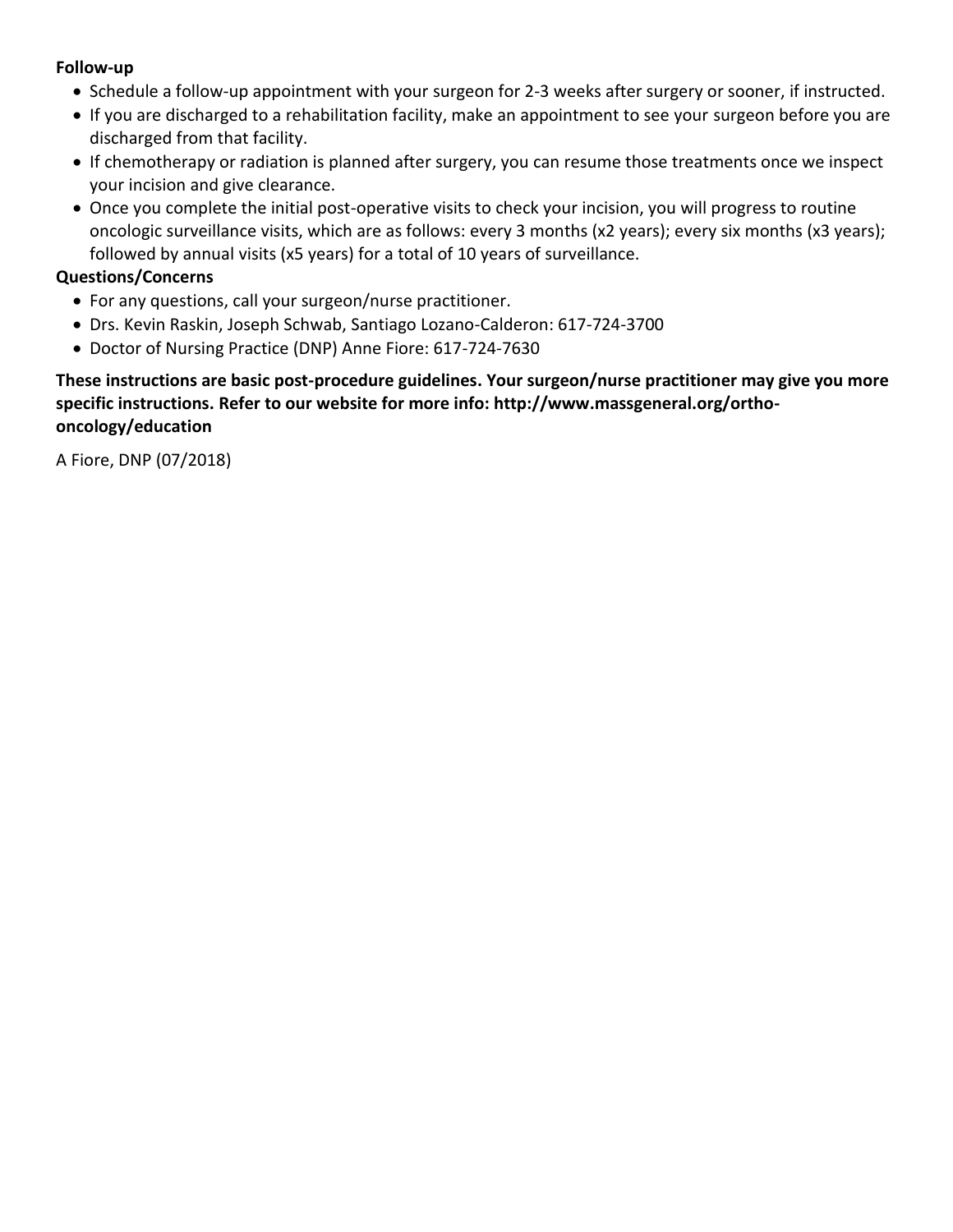**Follow-up**

- Schedule a follow-up appointment with your surgeon for 2-3 weeks after surgery or sooner, if instructed.
- If you are discharged to a rehabilitation facility, make an appointment to see your surgeon before you are discharged from that facility.
- If chemotherapy or radiation is planned after surgery, you can resume those treatments once we inspect your incision and give clearance.
- Once you complete the initial post-operative visits to check your incision, you will progress to routine oncologic surveillance visits, which are as follows: every 3 months (x2 years); every six months (x3 years); followed by annual visits (x5 years) for a total of 10 years of surveillance.

**Questions/Concerns**

- For any questions, call your surgeon/nurse practitioner.
- Drs. Kevin Raskin, Joseph Schwab, Santiago Lozano-Calderon: 617-724-3700
- Doctor of Nursing Practice (DNP) Anne Fiore: 617-724-7630

**These instructions are basic post-procedure guidelines. Your surgeon/nurse practitioner may give you more specific instructions. Refer to our website for more info: http://www.massgeneral.org/ortho-oncology/education**

A Fiore, DNP (07/2018)